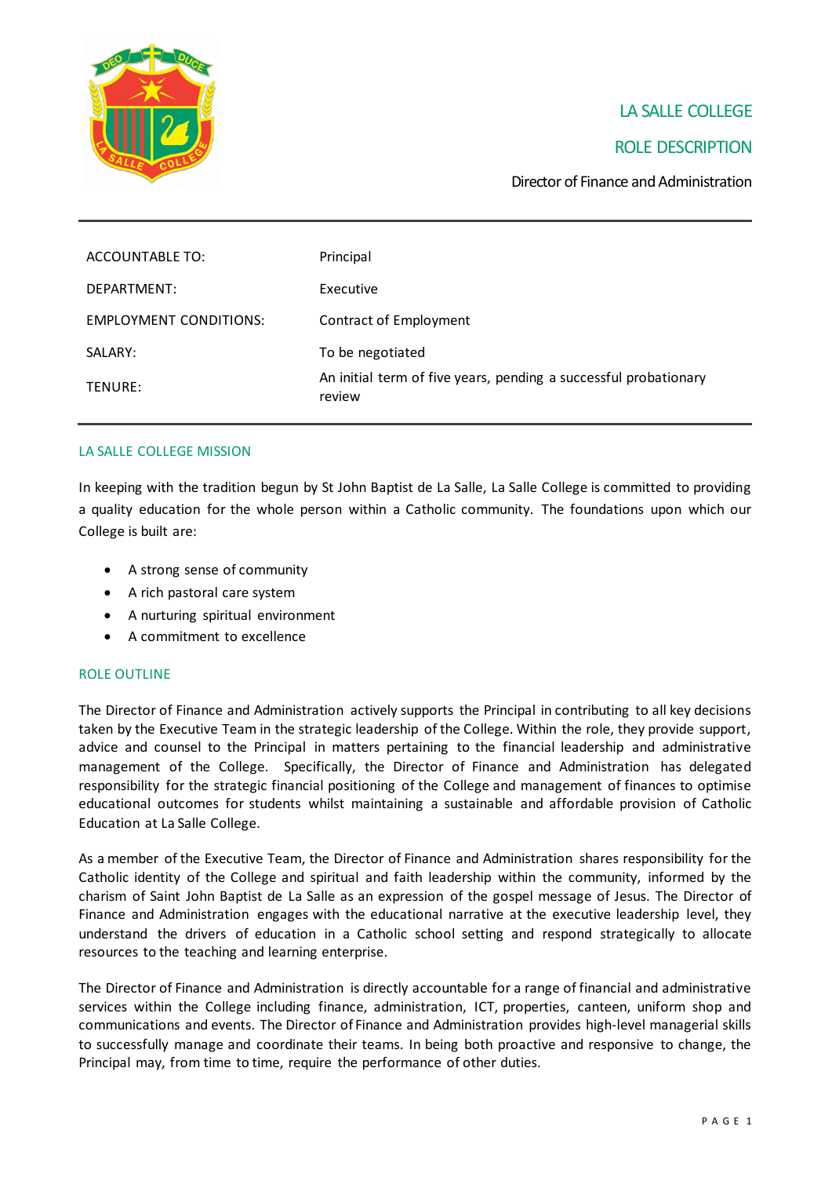# LA SALLE COLLEGE

## ROLE DESCRIPTION

Director of Finance and Administration

| | |
|---|---|
| ACCOUNTABLE TO: | Principal |
| DEPARTMENT: | Executive |
| EMPLOYMENT CONDITIONS: | Contract of Employment |
| SALARY: | To be negotiated |
| TENURE: | An initial term of five years, pending a successful probationary review |

## LA SALLE COLLEGE MISSION

In keeping with the tradition begun by St John Baptist de La Salle, La Salle College is committed to providing a quality education for the whole person within a Catholic community. The foundations upon which our College is built are:

- A strong sense of community
- A rich pastoral care system
- A nurturing spiritual environment
- A commitment to excellence

## ROLE OUTLINE

The Director of Finance and Administration actively supports the Principal in contributing to all key decisions taken by the Executive Team in the strategic leadership of the College. Within the role, they provide support, advice and counsel to the Principal in matters pertaining to the financial leadership and administrative management of the College. Specifically, the Director of Finance and Administration has delegated responsibility for the strategic financial positioning of the College and management of finances to optimise educational outcomes for students whilst maintaining a sustainable and affordable provision of Catholic Education at La Salle College.

As a member of the Executive Team, the Director of Finance and Administration shares responsibility for the Catholic identity of the College and spiritual and faith leadership within the community, informed by the charism of Saint John Baptist de La Salle as an expression of the gospel message of Jesus. The Director of Finance and Administration engages with the educational narrative at the executive leadership level, they understand the drivers of education in a Catholic school setting and respond strategically to allocate resources to the teaching and learning enterprise.

The Director of Finance and Administration is directly accountable for a range of financial and administrative services within the College including finance, administration, ICT, properties, canteen, uniform shop and communications and events. The Director of Finance and Administration provides high-level managerial skills to successfully manage and coordinate their teams. In being both proactive and responsive to change, the Principal may, from time to time, require the performance of other duties.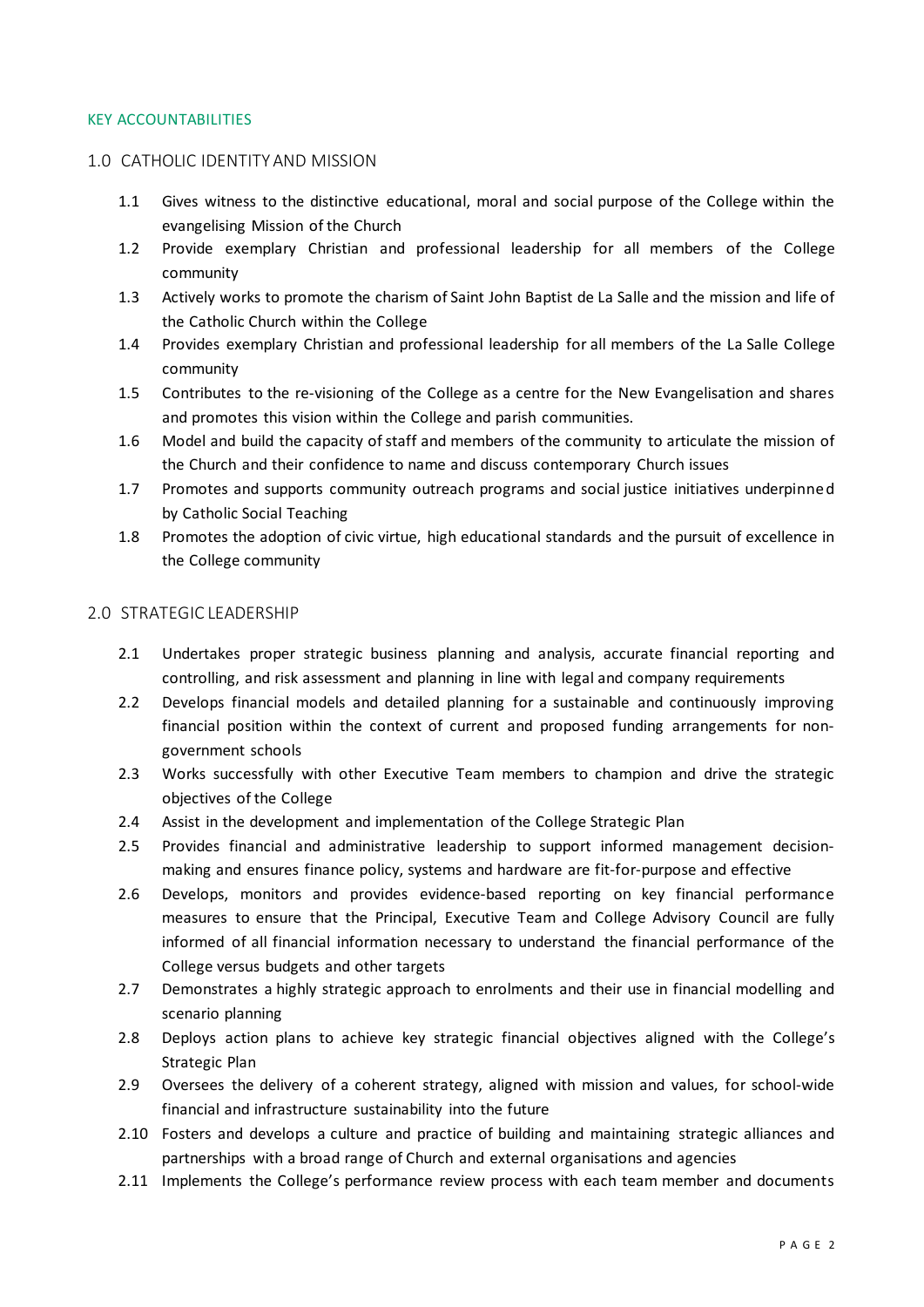## KEY ACCOUNTABILITIES

### 1.0 CATHOLIC IDENTITY AND MISSION

1.1 Gives witness to the distinctive educational, moral and social purpose of the College within the evangelising Mission of the Church

1.2 Provide exemplary Christian and professional leadership for all members of the College community

1.3 Actively works to promote the charism of Saint John Baptist de La Salle and the mission and life of the Catholic Church within the College

1.4 Provides exemplary Christian and professional leadership for all members of the La Salle College community

1.5 Contributes to the re-visioning of the College as a centre for the New Evangelisation and shares and promotes this vision within the College and parish communities.

1.6 Model and build the capacity of staff and members of the community to articulate the mission of the Church and their confidence to name and discuss contemporary Church issues

1.7 Promotes and supports community outreach programs and social justice initiatives underpinned by Catholic Social Teaching

1.8 Promotes the adoption of civic virtue, high educational standards and the pursuit of excellence in the College community

### 2.0 STRATEGIC LEADERSHIP

2.1 Undertakes proper strategic business planning and analysis, accurate financial reporting and controlling, and risk assessment and planning in line with legal and company requirements

2.2 Develops financial models and detailed planning for a sustainable and continuously improving financial position within the context of current and proposed funding arrangements for non-government schools

2.3 Works successfully with other Executive Team members to champion and drive the strategic objectives of the College

2.4 Assist in the development and implementation of the College Strategic Plan

2.5 Provides financial and administrative leadership to support informed management decision-making and ensures finance policy, systems and hardware are fit-for-purpose and effective

2.6 Develops, monitors and provides evidence-based reporting on key financial performance measures to ensure that the Principal, Executive Team and College Advisory Council are fully informed of all financial information necessary to understand the financial performance of the College versus budgets and other targets

2.7 Demonstrates a highly strategic approach to enrolments and their use in financial modelling and scenario planning

2.8 Deploys action plans to achieve key strategic financial objectives aligned with the College's Strategic Plan

2.9 Oversees the delivery of a coherent strategy, aligned with mission and values, for school-wide financial and infrastructure sustainability into the future

2.10 Fosters and develops a culture and practice of building and maintaining strategic alliances and partnerships with a broad range of Church and external organisations and agencies

2.11 Implements the College's performance review process with each team member and documents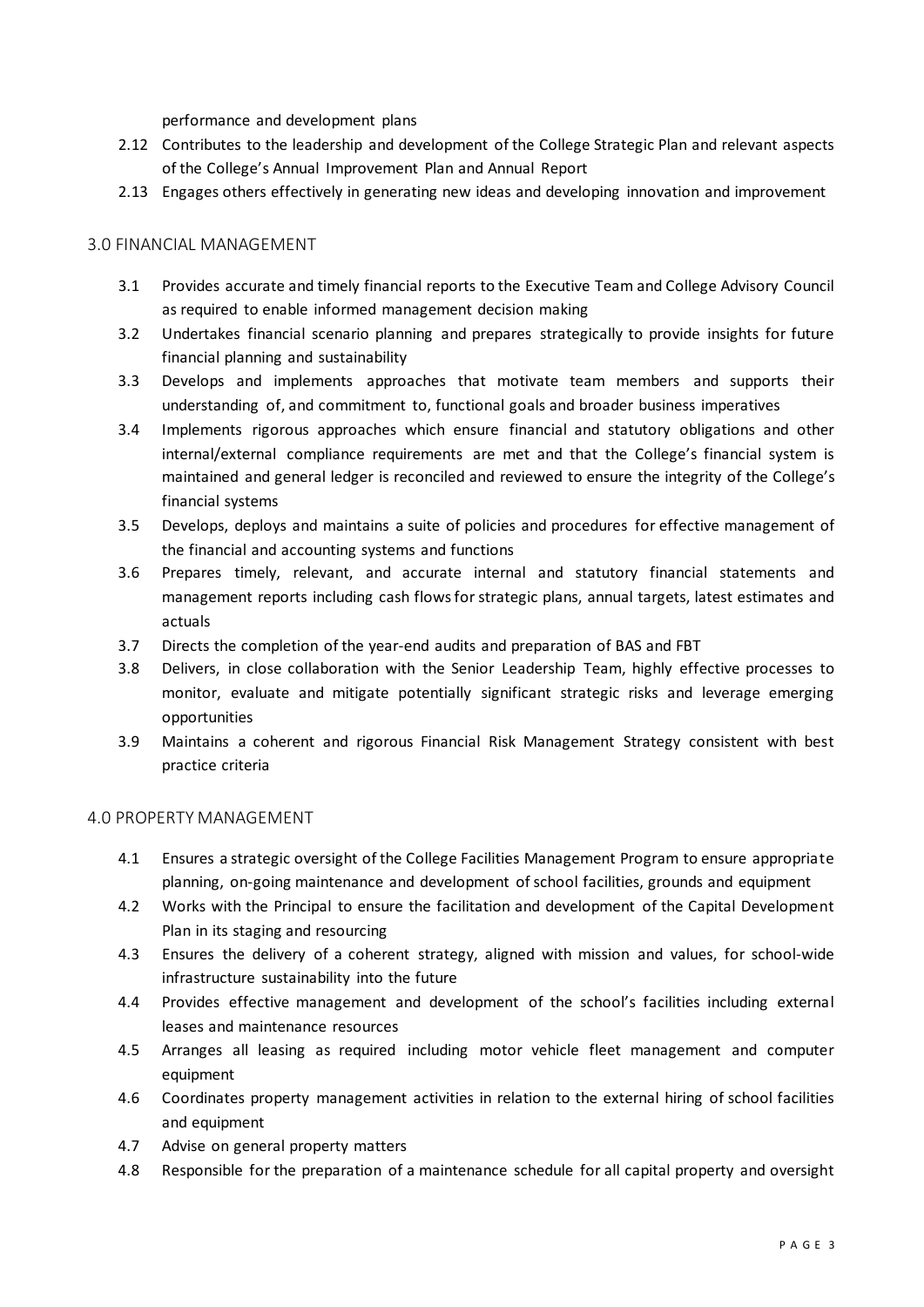performance and development plans

2.12 Contributes to the leadership and development of the College Strategic Plan and relevant aspects of the College's Annual Improvement Plan and Annual Report

2.13 Engages others effectively in generating new ideas and developing innovation and improvement

## 3.0 FINANCIAL MANAGEMENT

3.1 Provides accurate and timely financial reports to the Executive Team and College Advisory Council as required to enable informed management decision making

3.2 Undertakes financial scenario planning and prepares strategically to provide insights for future financial planning and sustainability

3.3 Develops and implements approaches that motivate team members and supports their understanding of, and commitment to, functional goals and broader business imperatives

3.4 Implements rigorous approaches which ensure financial and statutory obligations and other internal/external compliance requirements are met and that the College's financial system is maintained and general ledger is reconciled and reviewed to ensure the integrity of the College's financial systems

3.5 Develops, deploys and maintains a suite of policies and procedures for effective management of the financial and accounting systems and functions

3.6 Prepares timely, relevant, and accurate internal and statutory financial statements and management reports including cash flows for strategic plans, annual targets, latest estimates and actuals

3.7 Directs the completion of the year-end audits and preparation of BAS and FBT

3.8 Delivers, in close collaboration with the Senior Leadership Team, highly effective processes to monitor, evaluate and mitigate potentially significant strategic risks and leverage emerging opportunities

3.9 Maintains a coherent and rigorous Financial Risk Management Strategy consistent with best practice criteria

## 4.0 PROPERTY MANAGEMENT

4.1 Ensures a strategic oversight of the College Facilities Management Program to ensure appropriate planning, on-going maintenance and development of school facilities, grounds and equipment

4.2 Works with the Principal to ensure the facilitation and development of the Capital Development Plan in its staging and resourcing

4.3 Ensures the delivery of a coherent strategy, aligned with mission and values, for school-wide infrastructure sustainability into the future

4.4 Provides effective management and development of the school's facilities including external leases and maintenance resources

4.5 Arranges all leasing as required including motor vehicle fleet management and computer equipment

4.6 Coordinates property management activities in relation to the external hiring of school facilities and equipment

4.7 Advise on general property matters

4.8 Responsible for the preparation of a maintenance schedule for all capital property and oversight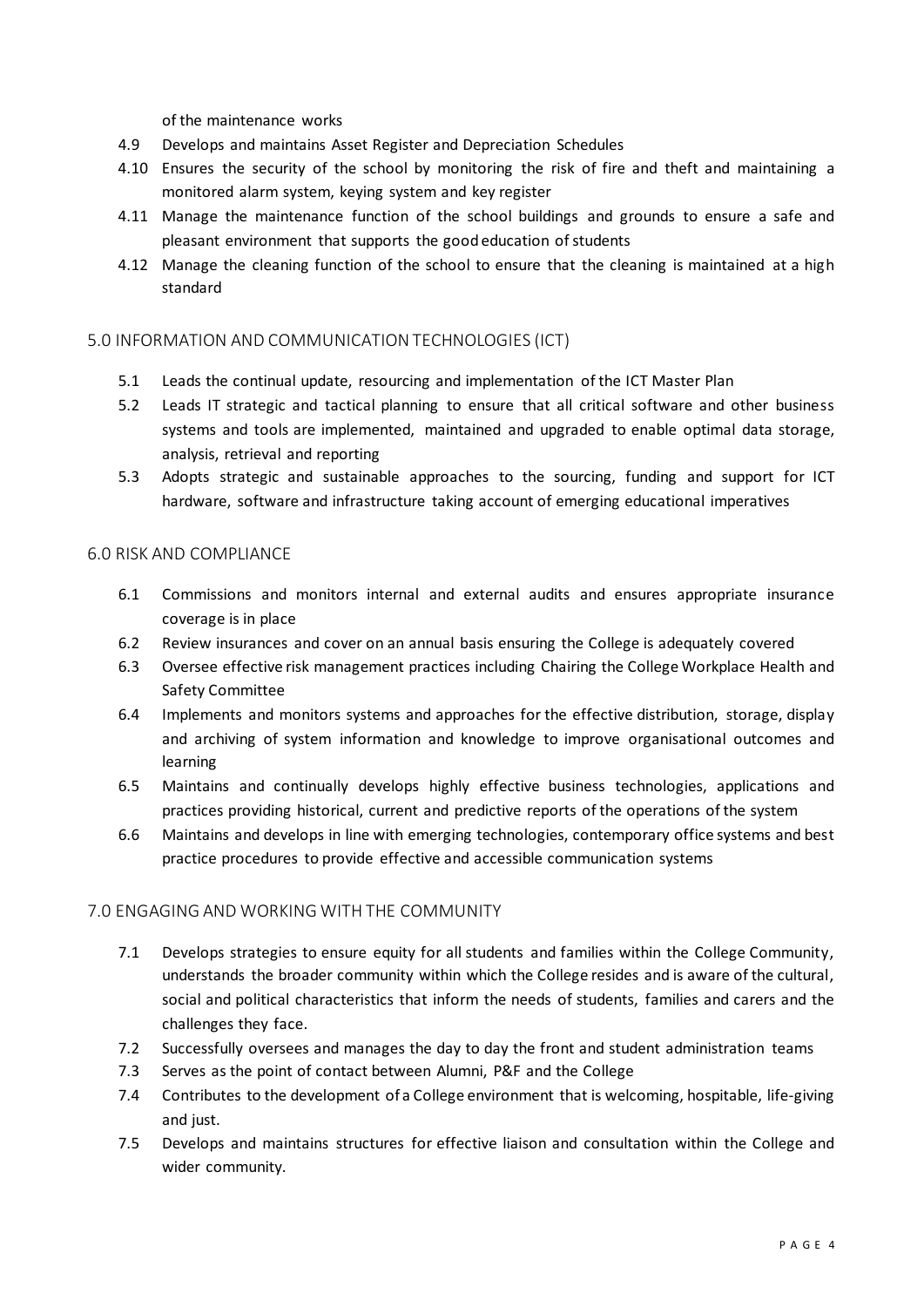of the maintenance works

4.9 Develops and maintains Asset Register and Depreciation Schedules

4.10 Ensures the security of the school by monitoring the risk of fire and theft and maintaining a monitored alarm system, keying system and key register

4.11 Manage the maintenance function of the school buildings and grounds to ensure a safe and pleasant environment that supports the good education of students

4.12 Manage the cleaning function of the school to ensure that the cleaning is maintained at a high standard

## 5.0 INFORMATION AND COMMUNICATION TECHNOLOGIES (ICT)

5.1 Leads the continual update, resourcing and implementation of the ICT Master Plan

5.2 Leads IT strategic and tactical planning to ensure that all critical software and other business systems and tools are implemented, maintained and upgraded to enable optimal data storage, analysis, retrieval and reporting

5.3 Adopts strategic and sustainable approaches to the sourcing, funding and support for ICT hardware, software and infrastructure taking account of emerging educational imperatives

## 6.0 RISK AND COMPLIANCE

6.1 Commissions and monitors internal and external audits and ensures appropriate insurance coverage is in place

6.2 Review insurances and cover on an annual basis ensuring the College is adequately covered

6.3 Oversee effective risk management practices including Chairing the College Workplace Health and Safety Committee

6.4 Implements and monitors systems and approaches for the effective distribution, storage, display and archiving of system information and knowledge to improve organisational outcomes and learning

6.5 Maintains and continually develops highly effective business technologies, applications and practices providing historical, current and predictive reports of the operations of the system

6.6 Maintains and develops in line with emerging technologies, contemporary office systems and best practice procedures to provide effective and accessible communication systems

## 7.0 ENGAGING AND WORKING WITH THE COMMUNITY

7.1 Develops strategies to ensure equity for all students and families within the College Community, understands the broader community within which the College resides and is aware of the cultural, social and political characteristics that inform the needs of students, families and carers and the challenges they face.

7.2 Successfully oversees and manages the day to day the front and student administration teams

7.3 Serves as the point of contact between Alumni, P&F and the College

7.4 Contributes to the development of a College environment that is welcoming, hospitable, life-giving and just.

7.5 Develops and maintains structures for effective liaison and consultation within the College and wider community.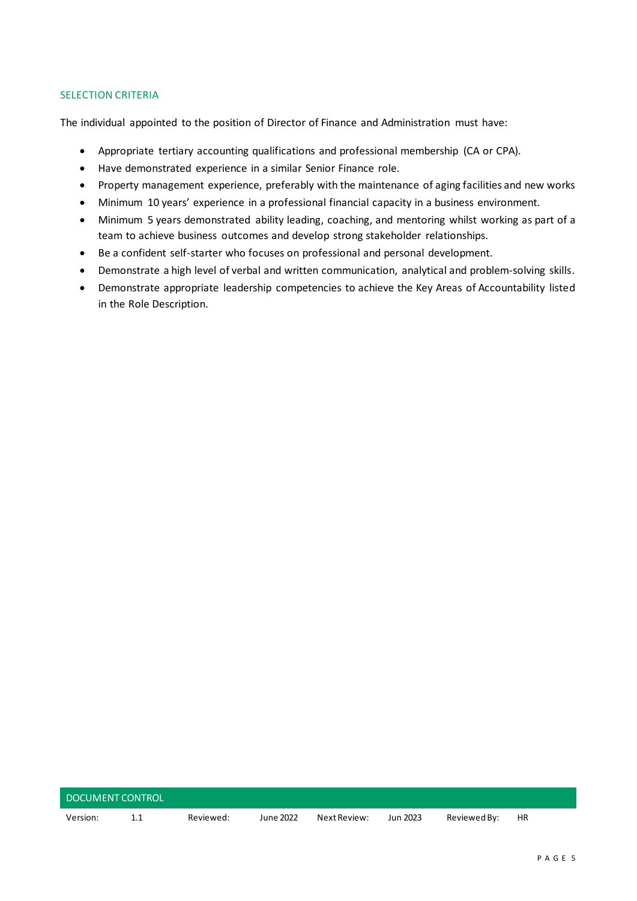## SELECTION CRITERIA

The individual appointed to the position of Director of Finance and Administration must have:

- Appropriate tertiary accounting qualifications and professional membership (CA or CPA).
- Have demonstrated experience in a similar Senior Finance role.
- Property management experience, preferably with the maintenance of aging facilities and new works
- Minimum 10 years' experience in a professional financial capacity in a business environment.
- Minimum 5 years demonstrated ability leading, coaching, and mentoring whilst working as part of a team to achieve business outcomes and develop strong stakeholder relationships.
- Be a confident self-starter who focuses on professional and personal development.
- Demonstrate a high level of verbal and written communication, analytical and problem-solving skills.
- Demonstrate appropriate leadership competencies to achieve the Key Areas of Accountability listed in the Role Description.

| DOCUMENT CONTROL | | | | | | | |
|---|---|---|---|---|---|---|---|
| Version: | 1.1 | Reviewed: | June 2022 | Next Review: | Jun 2023 | Reviewed By: | HR |